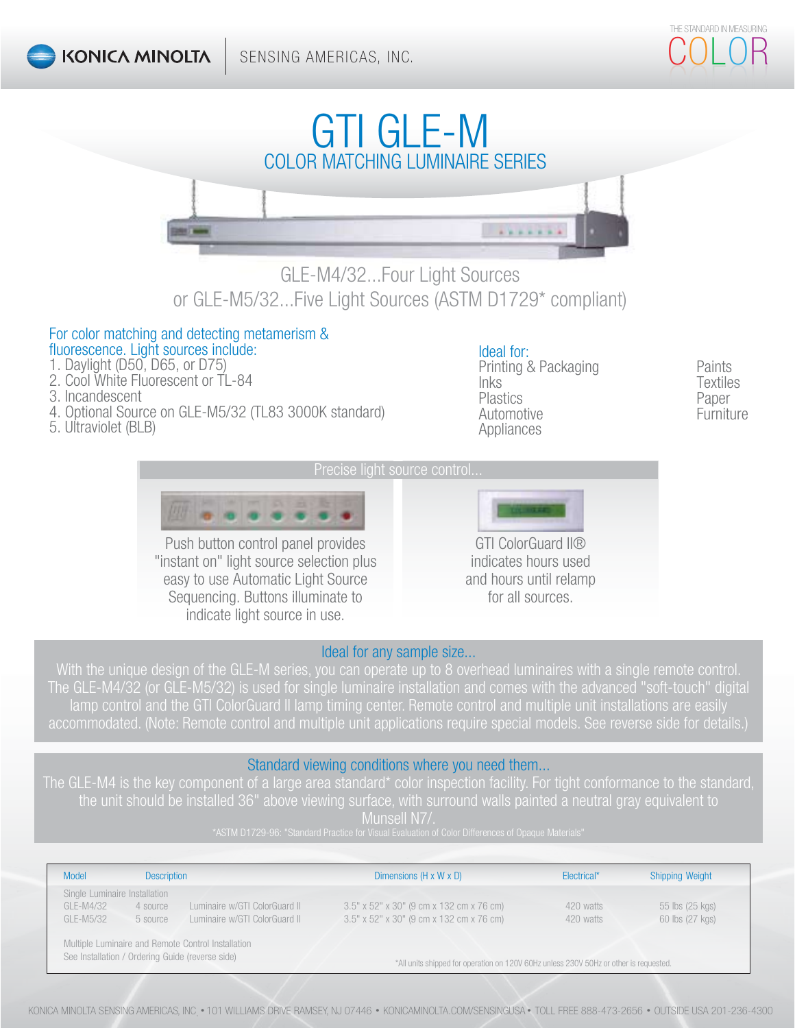# GTI GLE-M

## COLOR MATCHING LUMINAIRE SERIES

GLE-M4/32...Four Light Sources
or GLE-M5/32...Five Light Sources (ASTM D1729* compliant)

### For color matching and detecting metamerism & fluorescence. Light sources include:

1. Daylight (D50, D65, or D75)
2. Cool White Fluorescent or TL-84
3. Incandescent
4. Optional Source on GLE-M5/32 (TL83 3000K standard)
5. Ultraviolet (BLB)

### Ideal for:

- Printing & Packaging
- Inks
- Plastics
- Automotive
- Appliances
- Paints
- Textiles
- Paper
- Furniture

### Precise light source control...

Push button control panel provides "instant on" light source selection plus easy to use Automatic Light Source Sequencing. Buttons illuminate to indicate light source in use.

GTI ColorGuard II® indicates hours used and hours until relamp for all sources.

### Ideal for any sample size...

With the unique design of the GLE-M series, you can operate up to 8 overhead luminaires with a single remote control. The GLE-M4/32 (or GLE-M5/32) is used for single luminaire installation and comes with the advanced "soft-touch" digital lamp control and the GTI ColorGuard II lamp timing center. Remote control and multiple unit installations are easily accommodated. (Note: Remote control and multiple unit applications require special models. See reverse side for details.)

### Standard viewing conditions where you need them...

The GLE-M4 is the key component of a large area standard* color inspection facility. For tight conformance to the standard, the unit should be installed 36" above viewing surface, with surround walls painted a neutral gray equivalent to Munsell N7/.

*ASTM D1729-96: "Standard Practice for Visual Evaluation of Color Differences of Opaque Materials"

| Model | Description | | Dimensions (H x W x D) | Electrical* | Shipping Weight |
|---|---|---|---|---|---|
| Single Luminaire Installation | | | | | |
| GLE-M4/32 | 4 source | Luminaire w/GTI ColorGuard II | 3.5" x 52" x 30" (9 cm x 132 cm x 76 cm) | 420 watts | 55 lbs (25 kgs) |
| GLE-M5/32 | 5 source | Luminaire w/GTI ColorGuard II | 3.5" x 52" x 30" (9 cm x 132 cm x 76 cm) | 420 watts | 60 lbs (27 kgs) |
| Multiple Luminaire and Remote Control Installation | | | | | |
| See Installation / Ordering Guide (reverse side) | | | | | |

*All units shipped for operation on 120V 60Hz unless 230V 50Hz or other is requested.

KONICA MINOLTA SENSING AMERICAS, INC. • 101 WILLIAMS DRIVE RAMSEY, NJ 07446 • KONICAMINOLTA.COM/SENSINGUSA • TOLL FREE 888-473-2656 • OUTSIDE USA 201-236-4300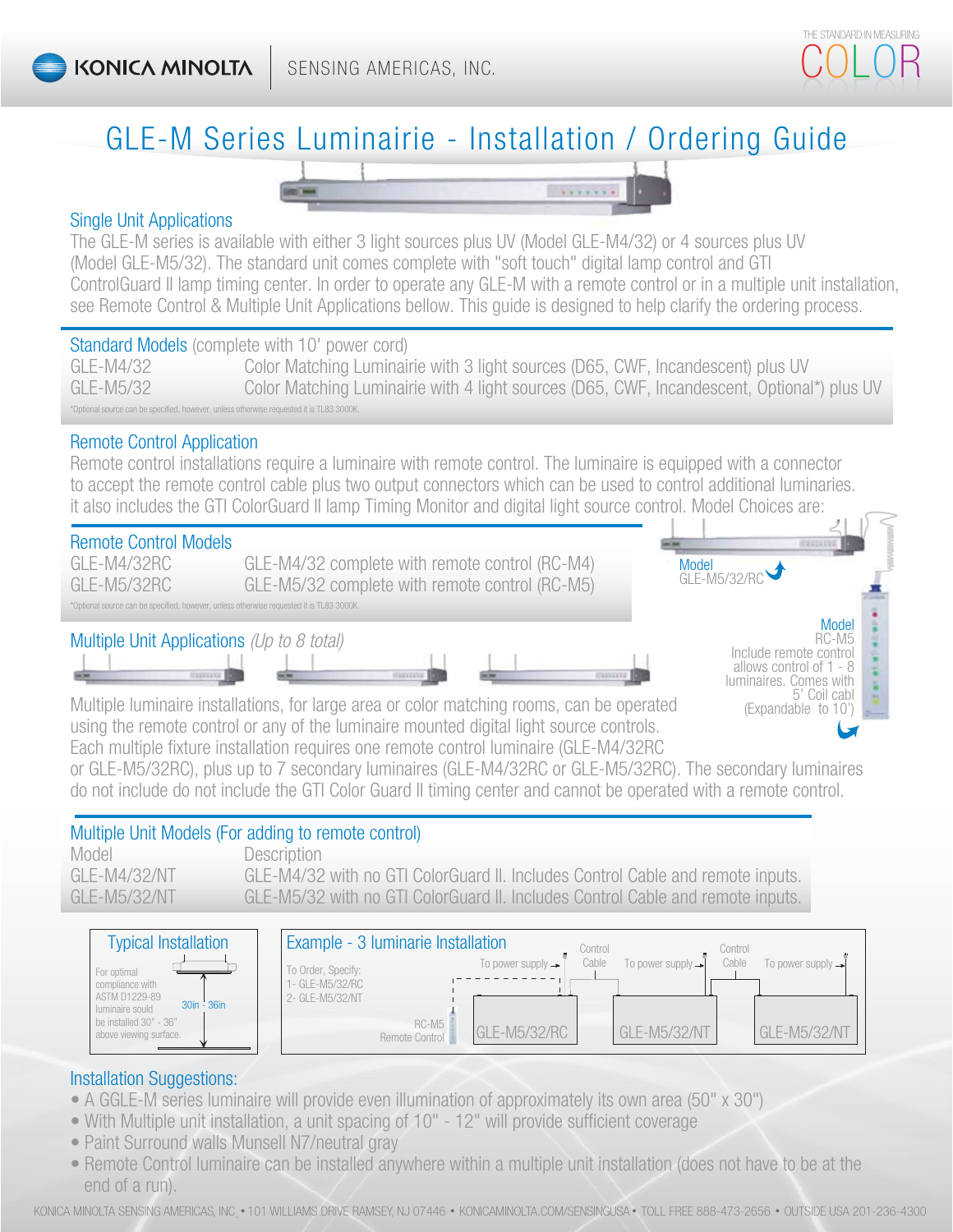# GLE-M Series Luminairie - Installation / Ordering Guide

## Single Unit Applications

The GLE-M series is available with either 3 light sources plus UV (Model GLE-M4/32) or 4 sources plus UV (Model GLE-M5/32). The standard unit comes complete with "soft touch" digital lamp control and GTI ControlGuard II lamp timing center. In order to operate any GLE-M with a remote control or in a multiple unit installation, see Remote Control & Multiple Unit Applications bellow. This guide is designed to help clarify the ordering process.

## Standard Models (complete with 10' power cord)

| | |
|---|---|
| GLE-M4/32 | Color Matching Luminairie with 3 light sources (D65, CWF, Incandescent) plus UV |
| GLE-M5/32 | Color Matching Luminairie with 4 light sources (D65, CWF, Incandescent, Optional*) plus UV |

*Optional source can be specified, however, unless otherwise requested it is TL83 3000K.

## Remote Control Application

Remote control installations require a luminaire with remote control. The luminaire is equipped with a connector to accept the remote control cable plus two output connectors which can be used to control additional luminaries. it also includes the GTI ColorGuard II lamp Timing Monitor and digital light source control. Model Choices are:

## Remote Control Models

| | |
|---|---|
| GLE-M4/32RC | GLE-M4/32 complete with remote control (RC-M4) |
| GLE-M5/32RC | GLE-M5/32 complete with remote control (RC-M5) |

*Optional source can be specified, however, unless otherwise requested it is TL83 3000K.

Model
GLE-M5/32/RC

Model
RC-M5
Include remote control allows control of 1 - 8 luminaires. Comes with 5' Coil cabl (Expandable to 10')

## Multiple Unit Applications *(Up to 8 total)*

Multiple luminaire installations, for large area or color matching rooms, can be operated using the remote control or any of the luminaire mounted digital light source controls. Each multiple fixture installation requires one remote control luminaire (GLE-M4/32RC or GLE-M5/32RC), plus up to 7 secondary luminaires (GLE-M4/32RC or GLE-M5/32RC). The secondary luminaires do not include do not include the GTI Color Guard II timing center and cannot be operated with a remote control.

## Multiple Unit Models (For adding to remote control)

| Model | Description |
|---|---|
| GLE-M4/32/NT | GLE-M4/32 with no GTI ColorGuard II. Includes Control Cable and remote inputs. |
| GLE-M5/32/NT | GLE-M5/32 with no GTI ColorGuard II. Includes Control Cable and remote inputs. |

### Typical Installation

For optimal compliance with ASTM D1229-89 luminaire sould be installed 30" - 36" above viewing surface.

30in - 36in

### Example - 3 luminarie Installation

To Order, Specify:
1- GLE-M5/32/RC
2- GLE-M5/32/NT

RC-M5
Remote Control

To power supply
Control Cable
To power supply
Control Cable
To power supply

GLE-M5/32/RC
GLE-M5/32/NT
GLE-M5/32/NT

## Installation Suggestions:

- A GGLE-M series luminaire will provide even illumination of approximately its own area (50" x 30")
- With Multiple unit installation, a unit spacing of 10" - 12" will provide sufficient coverage
- Paint Surround walls Munsell N7/neutral gray
- Remote Control luminaire can be installed anywhere within a multiple unit installation (does not have to be at the end of a run).

KONICA MINOLTA SENSING AMERICAS, INC. • 101 WILLIAMS DRIVE RAMSEY, NJ 07446 • KONICAMINOLTA.COM/SENSINGUSA • TOLL FREE 888-473-2656 • OUTSIDE USA 201-236-4300